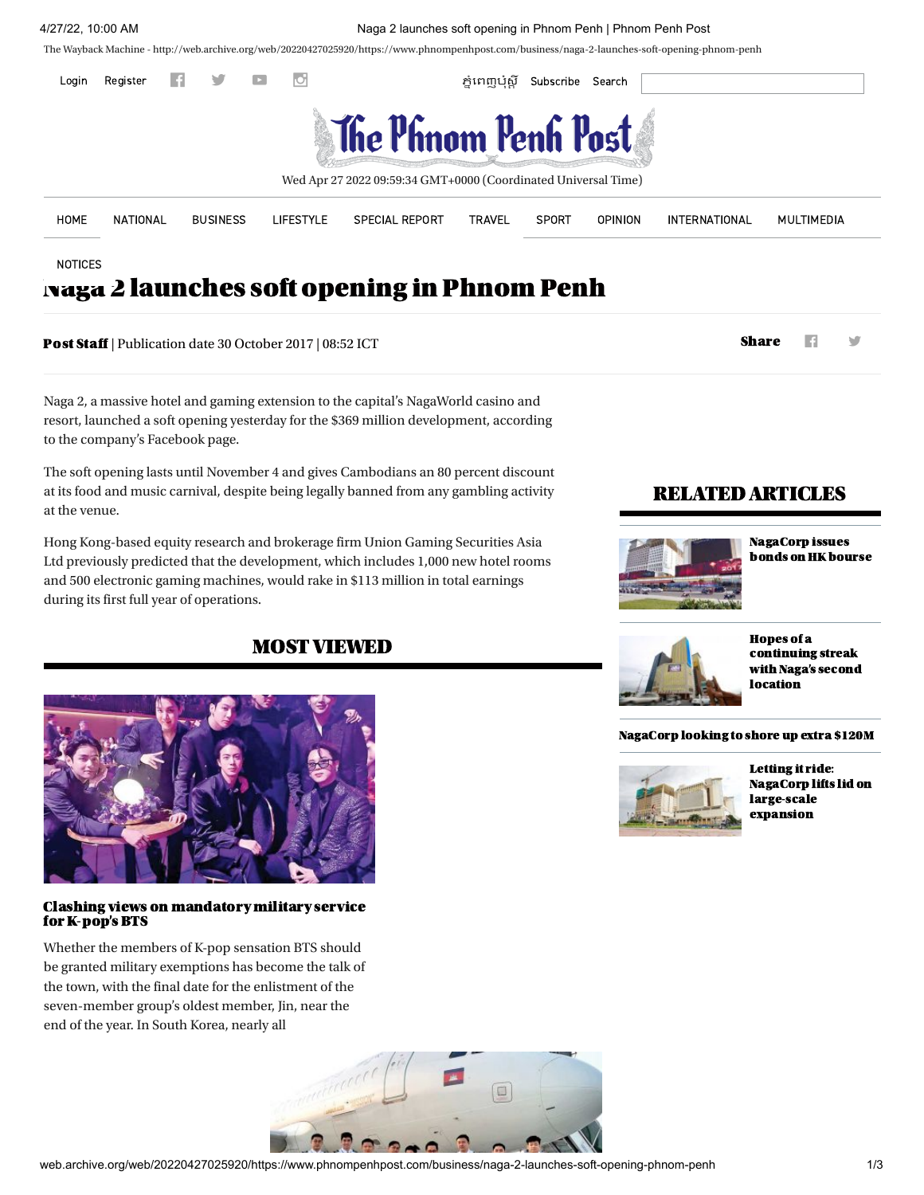Login Register

ភ្នំពេញប៉ុស្ដិ៍ Subscribe Search

# The Phnom Penh Post

Wed Apr 27 2022 09:59:34 GMT+0000 (Coordinated Universal Time)

HOME NATIONAL BUSINESS LIFESTYLE SPECIAL REPORT TRAVEL SPORT OPINION INTERNATIONAL MULTIMEDIA NOTICES

# Naga 2 launches soft opening in Phnom Penh

**Post Staff** | Publication date 30 October 2017 | 08:52 ICT

**Share**

Naga 2, a massive hotel and gaming extension to the capital's NagaWorld casino and resort, launched a soft opening yesterday for the $369 million development, according to the company's Facebook page.

The soft opening lasts until November 4 and gives Cambodians an 80 percent discount at its food and music carnival, despite being legally banned from any gambling activity at the venue.

Hong Kong-based equity research and brokerage firm Union Gaming Securities Asia Ltd previously predicted that the development, which includes 1,000 new hotel rooms and 500 electronic gaming machines, would rake in $113 million in total earnings during its first full year of operations.

## RELATED ARTICLES

**NagaCorp issues bonds on HK bourse**

**Hopes of a continuing streak with Naga's second location**

**NagaCorp looking to shore up extra $120M**

**Letting it ride: NagaCorp lifts lid on large-scale expansion**

## MOST VIEWED

### Clashing views on mandatory military service for K-pop's BTS

Whether the members of K-pop sensation BTS should be granted military exemptions has become the talk of the town, with the final date for the enlistment of the seven-member group's oldest member, Jin, near the end of the year. In South Korea, nearly all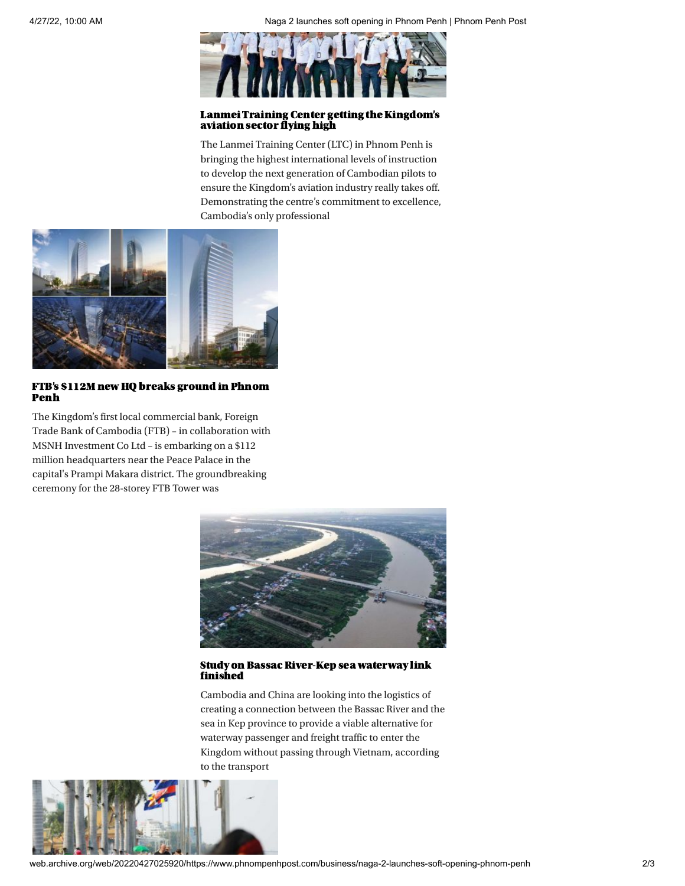### Lanmei Training Center getting the Kingdom's aviation sector flying high

The Lanmei Training Center (LTC) in Phnom Penh is bringing the highest international levels of instruction to develop the next generation of Cambodian pilots to ensure the Kingdom's aviation industry really takes off. Demonstrating the centre's commitment to excellence, Cambodia's only professional

### FTB's $112M new HQ breaks ground in Phnom Penh

The Kingdom's first local commercial bank, Foreign Trade Bank of Cambodia (FTB) – in collaboration with MSNH Investment Co Ltd – is embarking on a $112 million headquarters near the Peace Palace in the capital's Prampi Makara district. The groundbreaking ceremony for the 28-storey FTB Tower was

### Study on Bassac River-Kep sea waterway link finished

Cambodia and China are looking into the logistics of creating a connection between the Bassac River and the sea in Kep province to provide a viable alternative for waterway passenger and freight traffic to enter the Kingdom without passing through Vietnam, according to the transport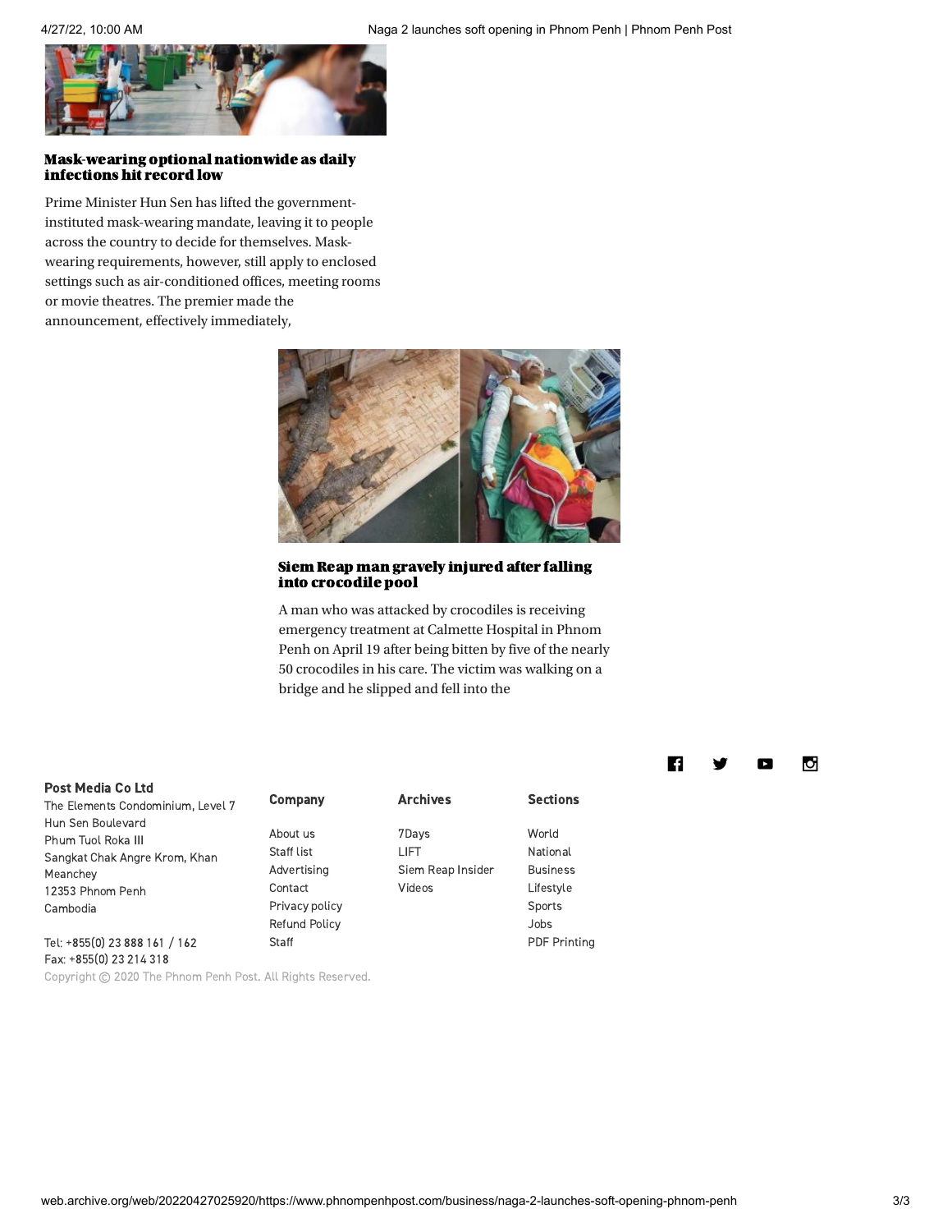### Mask-wearing optional nationwide as daily infections hit record low

Prime Minister Hun Sen has lifted the government-instituted mask-wearing mandate, leaving it to people across the country to decide for themselves. Mask-wearing requirements, however, still apply to enclosed settings such as air-conditioned offices, meeting rooms or movie theatres. The premier made the announcement, effectively immediately,

### Siem Reap man gravely injured after falling into crocodile pool

A man who was attacked by crocodiles is receiving emergency treatment at Calmette Hospital in Phnom Penh on April 19 after being bitten by five of the nearly 50 crocodiles in his care. The victim was walking on a bridge and he slipped and fell into the

**Post Media Co Ltd**
The Elements Condominium, Level 7
Hun Sen Boulevard
Phum Tuol Roka III
Sangkat Chak Angre Krom, Khan Meanchey
12353 Phnom Penh
Cambodia

Tel: +855(0) 23 888 161 / 162
Fax: +855(0) 23 214 318

**Company**

- About us
- Staff list
- Advertising
- Contact
- Privacy policy
- Refund Policy
- Staff

**Archives**

- 7Days
- LIFT
- Siem Reap Insider
- Videos

**Sections**

- World
- National
- Business
- Lifestyle
- Sports
- Jobs
- PDF Printing

Copyright © 2020 The Phnom Penh Post. All Rights Reserved.